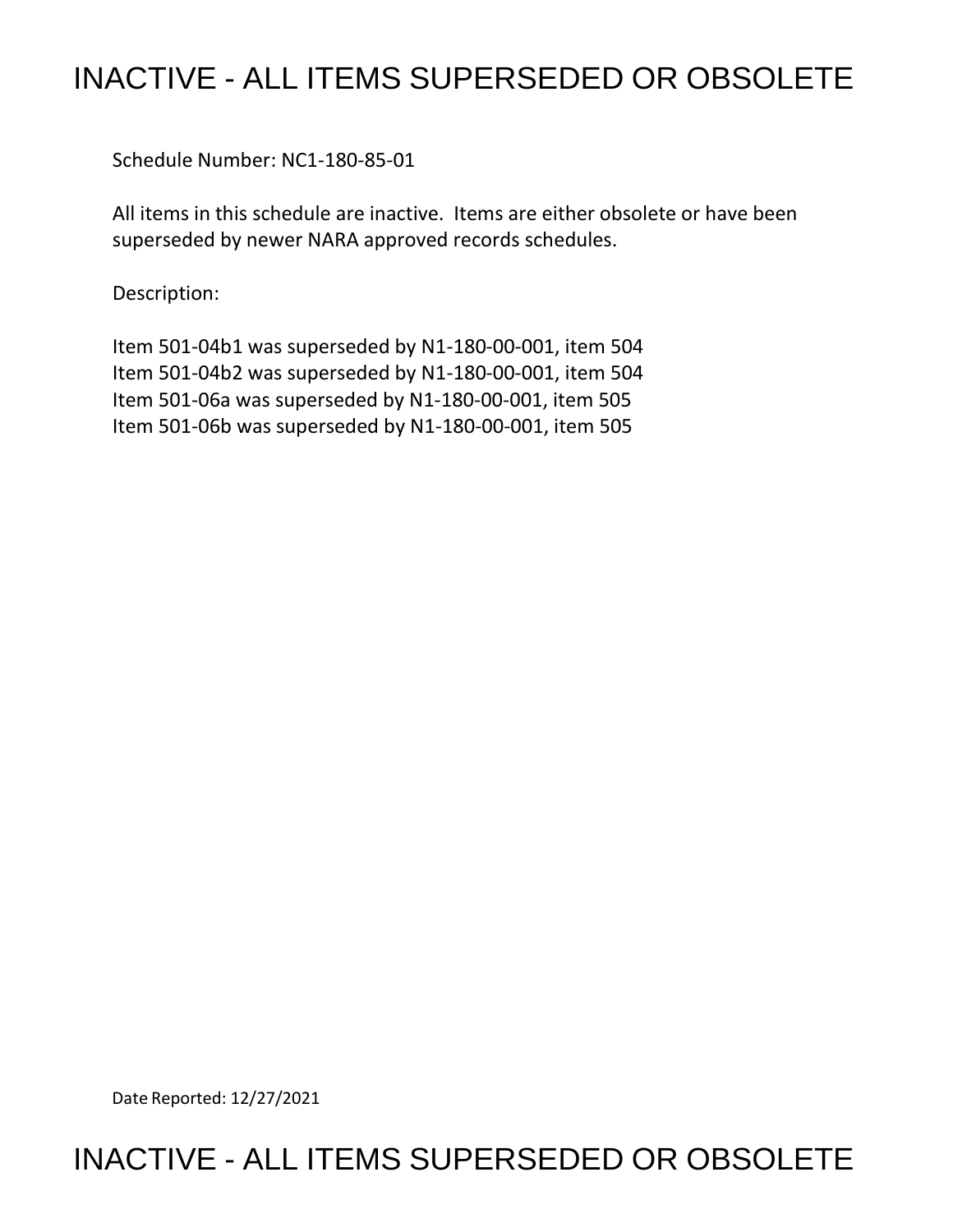# INACTIVE - ALL ITEMS SUPERSEDED OR OBSOLETE

Schedule Number: NC1-180-85-01

All items in this schedule are inactive. Items are either obsolete or have been superseded by newer NARA approved records schedules.

Description:

Item 501-04b1 was superseded by N1-180-00-001, item 504
Item 501-04b2 was superseded by N1-180-00-001, item 504
Item 501-06a was superseded by N1-180-00-001, item 505
Item 501-06b was superseded by N1-180-00-001, item 505

Date Reported: 12/27/2021

# INACTIVE - ALL ITEMS SUPERSEDED OR OBSOLETE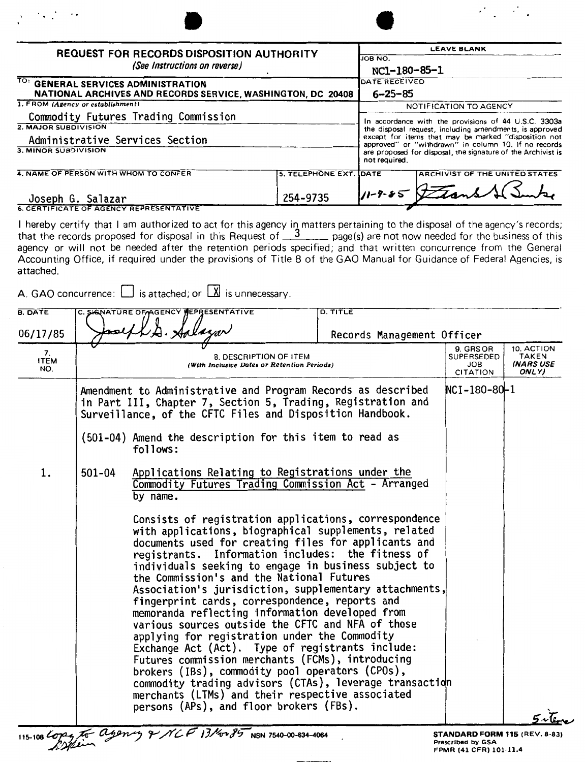# REQUEST FOR RECORDS DISPOSITION AUTHORITY

*(See Instructions on reverse)*

| LEAVE BLANK |
|---|
| JOB NO. NC1-180-85-1 |
| DATE RECEIVED 6-25-85 |

TO: **GENERAL SERVICES ADMINISTRATION**
**NATIONAL ARCHIVES AND RECORDS SERVICE, WASHINGTON, DC 20408**

1. FROM *(Agency or establishment)*
Commodity Futures Trading Commission

2. MAJOR SUBDIVISION
Administrative Services Section

3. MINOR SUBDIVISION

4. NAME OF PERSON WITH WHOM TO CONFER
Joseph G. Salazar

5. TELEPHONE EXT.
254-9735

NOTIFICATION TO AGENCY

In accordance with the provisions of 44 U.S.C. 3303a the disposal request, including amendments, is approved except for items that may be marked "disposition not approved" or "withdrawn" in column 10. If no records are proposed for disposal, the signature of the Archivist is not required.

| DATE | ARCHIVIST OF THE UNITED STATES |
|---|---|
| 11-7-85 | *(signature)* |

6. CERTIFICATE OF AGENCY REPRESENTATIVE

I hereby certify that I am authorized to act for this agency in matters pertaining to the disposal of the agency's records; that the records proposed for disposal in this Request of 3 page(s) are not now needed for the business of this agency or will not be needed after the retention periods specified; and that written concurrence from the General Accounting Office, if required under the provisions of Title 8 of the GAO Manual for Guidance of Federal Agencies, is attached.

A. GAO concurrence: ☐ is attached; or ☒ is unnecessary.

| B. DATE | C. SIGNATURE OF AGENCY REPRESENTATIVE | D. TITLE |
|---|---|---|
| 06/17/85 | *Joseph G. Salazar* | Records Management Officer |

| 7. ITEM NO. | 8. DESCRIPTION OF ITEM *(With Inclusive Dates or Retention Periods)* | 9. GRS OR SUPERSEDED JOB CITATION | 10. ACTION TAKEN *(NARS USE ONLY)* |
|---|---|---|---|
| | Amendment to Administrative and Program Records as described in Part III, Chapter 7, Section 5, Trading, Registration and Surveillance, of the CFTC Files and Disposition Handbook.<br><br>(501-04) Amend the description for this item to read as follows: | NCI-180-80-1 | |
| 1. | 501-04 Applications Relating to Registrations under the Commodity Futures Trading Commission Act - Arranged by name.<br><br>Consists of registration applications, correspondence with applications, biographical supplements, related documents used for creating files for applicants and registrants. Information includes: the fitness of individuals seeking to engage in business subject to the Commission's and the National Futures Association's jurisdiction, supplementary attachments, fingerprint cards, correspondence, reports and memoranda reflecting information developed from various sources outside the CFTC and NFA of those applying for registration under the Commodity Exchange Act (Act). Type of registrants include: Futures commission merchants (FCMs), introducing brokers (IBs), commodity pool operators (CPOs), commodity trading advisors (CTAs), leverage transaction merchants (LTMs) and their respective associated persons (APs), and floor brokers (FBs). | | |

5 items

115-108 Copy to agency & NCF 13 Nov 85

NSN 7540-00-634-4064

**STANDARD FORM 115** (REV. 8-83)
Prescribed by GSA
FPMR (41 CFR) 101-11.4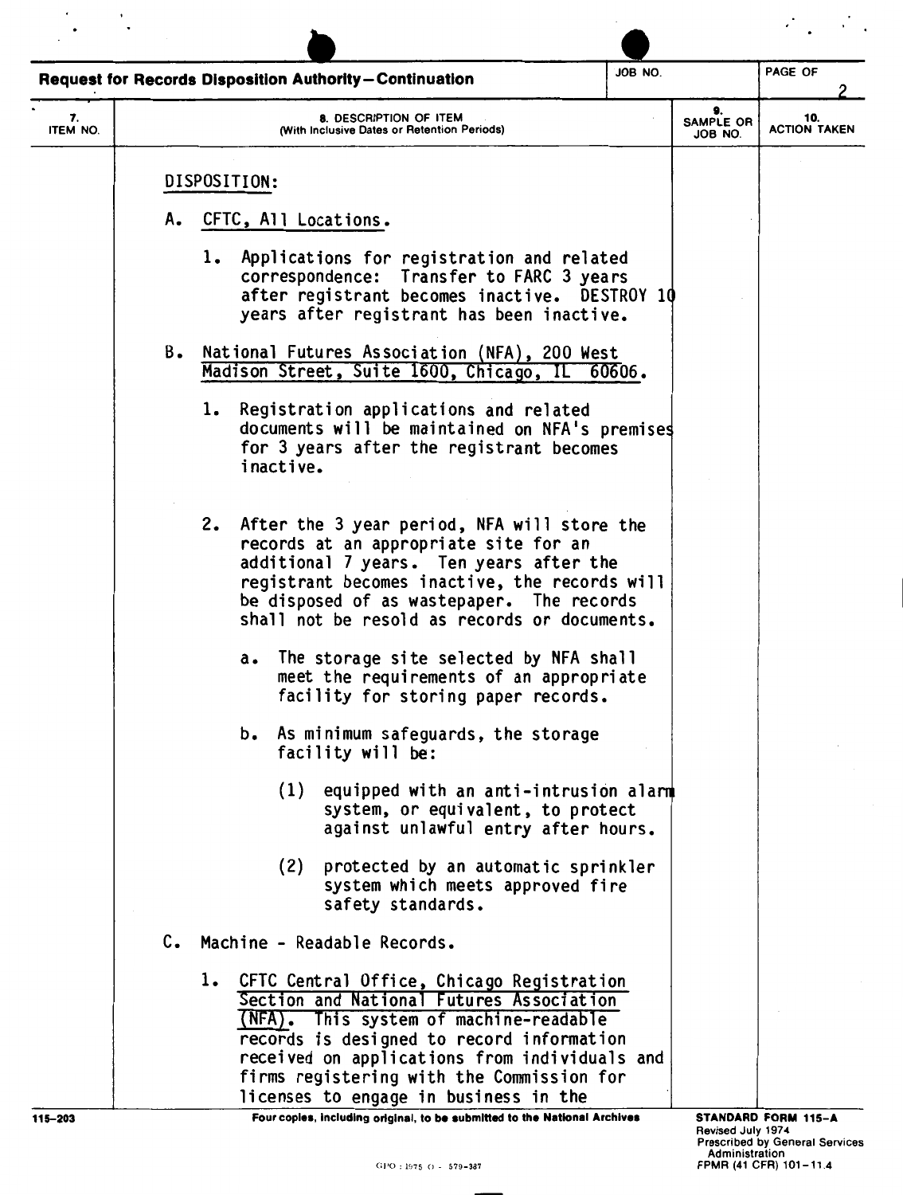Request for Records Disposition Authority—Continuation

| 7. ITEM NO. | 8. DESCRIPTION OF ITEM (With Inclusive Dates or Retention Periods) | 9. SAMPLE OR JOB NO. | 10. ACTION TAKEN |
|---|---|---|---|

DISPOSITION:

A. CFTC, All Locations.

1. Applications for registration and related correspondence: Transfer to FARC 3 years after registrant becomes inactive. DESTROY 10 years after registrant has been inactive.

B. National Futures Association (NFA), 200 West Madison Street, Suite 1600, Chicago, IL 60606.

1. Registration applications and related documents will be maintained on NFA's premises for 3 years after the registrant becomes inactive.

2. After the 3 year period, NFA will store the records at an appropriate site for an additional 7 years. Ten years after the registrant becomes inactive, the records will be disposed of as wastepaper. The records shall not be resold as records or documents.

   a. The storage site selected by NFA shall meet the requirements of an appropriate facility for storing paper records.

   b. As minimum safeguards, the storage facility will be:

      (1) equipped with an anti-intrusion alarm system, or equivalent, to protect against unlawful entry after hours.

      (2) protected by an automatic sprinkler system which meets approved fire safety standards.

C. Machine - Readable Records.

1. CFTC Central Office, Chicago Registration Section and National Futures Association (NFA). This system of machine-readable records is designed to record information received on applications from individuals and firms registering with the Commission for licenses to engage in business in the

115-203 — Four copies, including original, to be submitted to the National Archives

STANDARD FORM 115-A
Revised July 1974
Prescribed by General Services Administration
FPMR (41 CFR) 101-11.4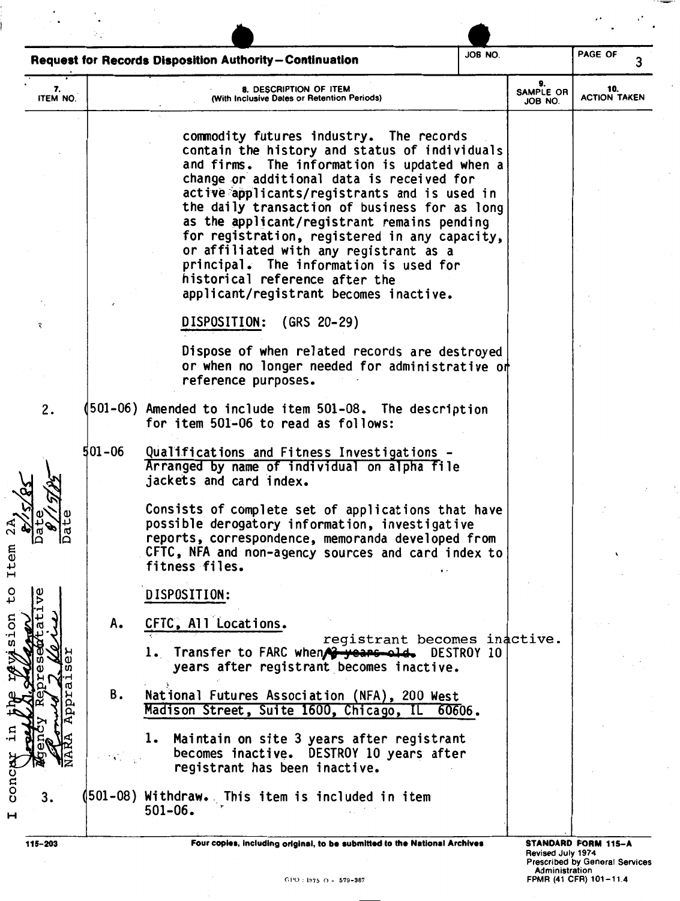**Request for Records Disposition Authority—Continuation**

JOB NO.

PAGE 3 OF 3

| 7. ITEM NO. | 8. DESCRIPTION OF ITEM (With Inclusive Dates or Retention Periods) | 9. SAMPLE OR JOB NO. | 10. ACTION TAKEN |
|---|---|---|---|

commodity futures industry. The records contain the history and status of individuals and firms. The information is updated when a change or additional data is received for active applicants/registrants and is used in the daily transaction of business for as long as the applicant/registrant remains pending for registration, registered in any capacity, or affiliated with any registrant as a principal. The information is used for historical reference after the applicant/registrant becomes inactive.

DISPOSITION: (GRS 20-29)

Dispose of when related records are destroyed or when no longer needed for administrative or reference purposes.

2. (501-06) Amended to include item 501-08. The description for item 501-06 to read as follows:

501-06 Qualifications and Fitness Investigations - Arranged by name of individual on alpha file jackets and card index.

Consists of complete set of applications that have possible derogatory information, investigative reports, correspondence, memoranda developed from CFTC, NFA and non-agency sources and card index to fitness files.

DISPOSITION:

A. CFTC, All Locations.

1. Transfer to FARC when ~~3 years old.~~ registrant becomes inactive. DESTROY 10 years after registrant becomes inactive.

B. National Futures Association (NFA), 200 West Madison Street, Suite 1600, Chicago, IL 60606.

1. Maintain on site 3 years after registrant becomes inactive. DESTROY 10 years after registrant has been inactive.

3. (501-08) Withdraw. This item is included in item 501-06.

I concur in the revision to Item 2A.

[signature] 8/15/85
Agency Representative Date

[signature] 8/15/85
NARA Appraiser Date

115-203

Four copies, including original, to be submitted to the National Archives

STANDARD FORM 115-A
Revised July 1974
Prescribed by General Services Administration
FPMR (41 CFR) 101-11.4

GPO : 1975 O - 579-387